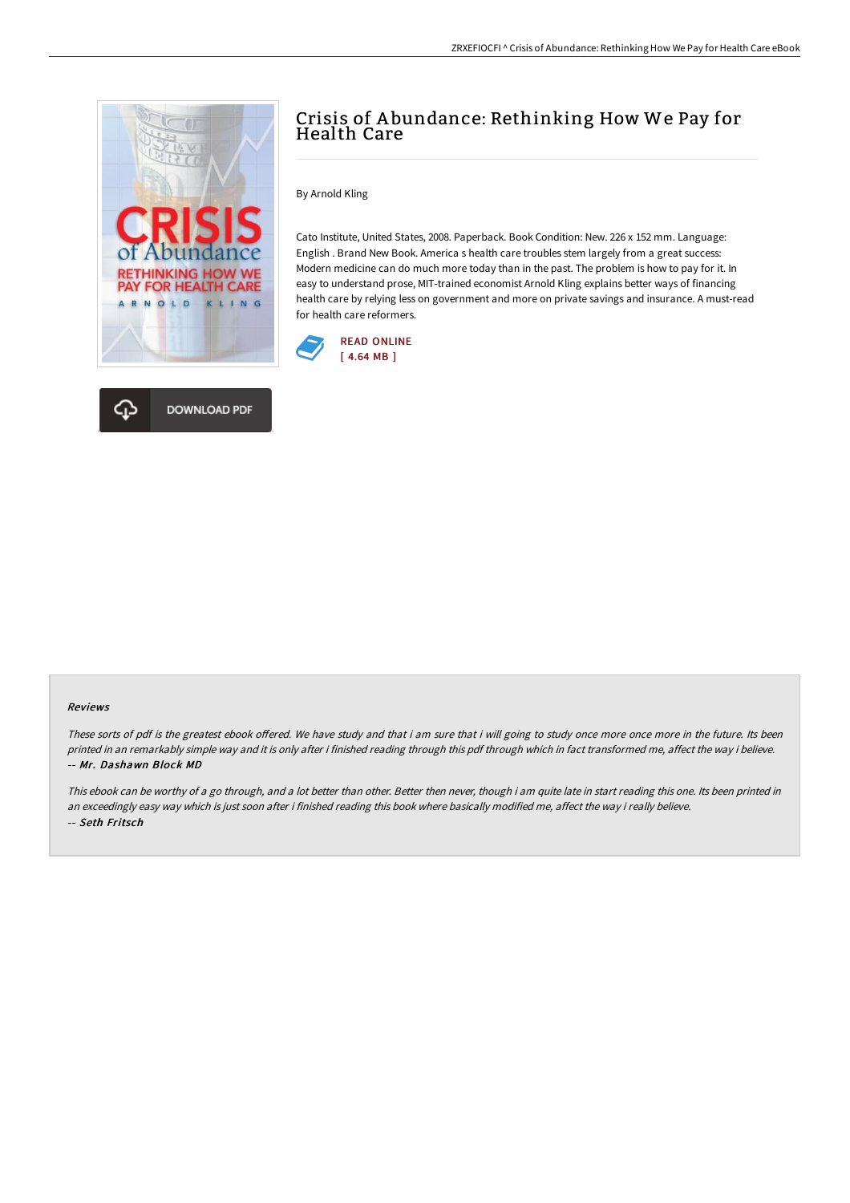# Crisis of Abundance: Rethinking How We Pay for Health Care

By Arnold Kling

Cato Institute, United States, 2008. Paperback. Book Condition: New. 226 x 152 mm. Language: English . Brand New Book. America s health care troubles stem largely from a great success: Modern medicine can do much more today than in the past. The problem is how to pay for it. In easy to understand prose, MIT-trained economist Arnold Kling explains better ways of financing health care by relying less on government and more on private savings and insurance. A must-read for health care reformers.

READ ONLINE
[ 4.64 MB ]

DOWNLOAD PDF

### Reviews

*These sorts of pdf is the greatest ebook offered. We have study and that i am sure that i will going to study once more once more in the future. Its been printed in an remarkably simple way and it is only after i finished reading through this pdf through which in fact transformed me, affect the way i believe.*
*-- Mr. Dashawn Block MD*

*This ebook can be worthy of a go through, and a lot better than other. Better then never, though i am quite late in start reading this one. Its been printed in an exceedingly easy way which is just soon after i finished reading this book where basically modified me, affect the way i really believe.*
*-- Seth Fritsch*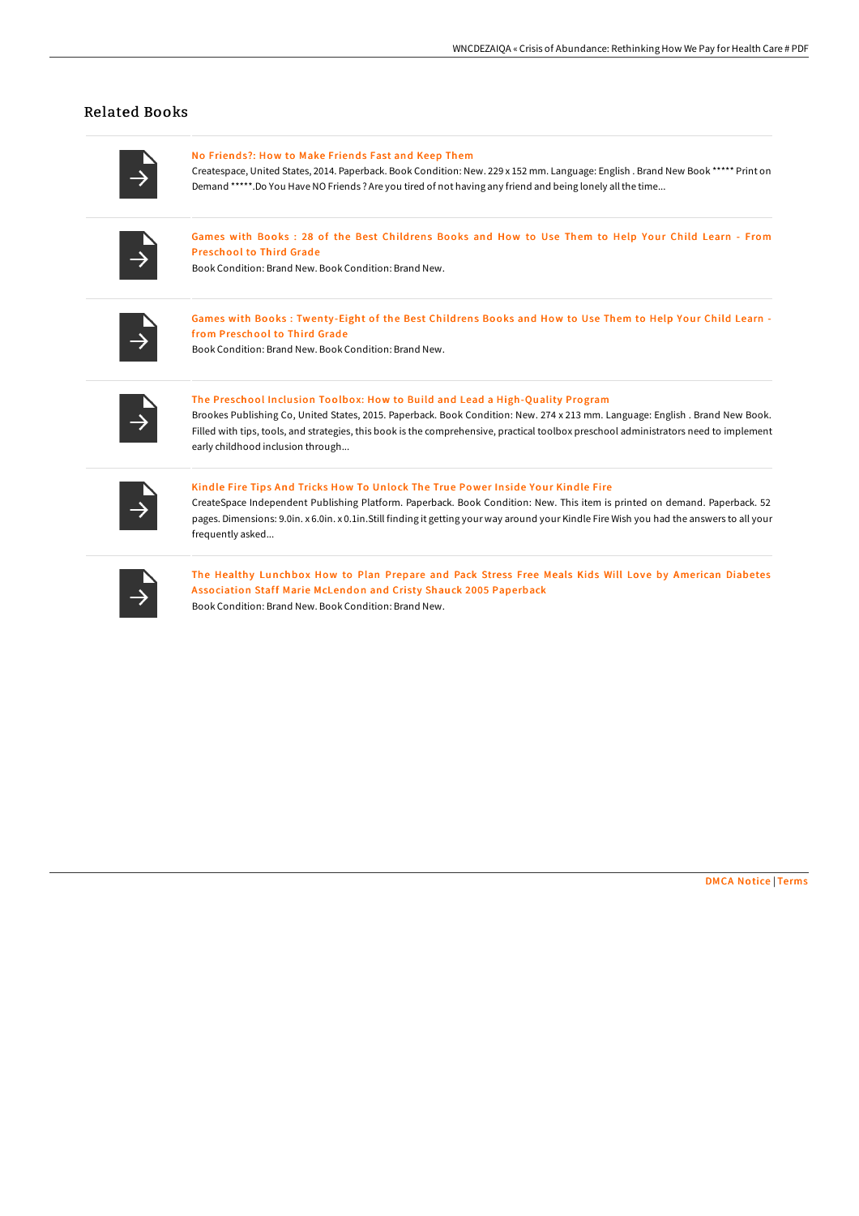## Related Books

### No Friends?: How to Make Friends Fast and Keep Them

Createspace, United States, 2014. Paperback. Book Condition: New. 229 x 152 mm. Language: English . Brand New Book ***** Print on Demand *****.Do You Have NO Friends ? Are you tired of not having any friend and being lonely all the time...

### Games with Books : 28 of the Best Childrens Books and How to Use Them to Help Your Child Learn - From Preschool to Third Grade

Book Condition: Brand New. Book Condition: Brand New.

### Games with Books : Twenty-Eight of the Best Childrens Books and How to Use Them to Help Your Child Learn - from Preschool to Third Grade

Book Condition: Brand New. Book Condition: Brand New.

### The Preschool Inclusion Toolbox: How to Build and Lead a High-Quality Program

Brookes Publishing Co, United States, 2015. Paperback. Book Condition: New. 274 x 213 mm. Language: English . Brand New Book. Filled with tips, tools, and strategies, this book is the comprehensive, practical toolbox preschool administrators need to implement early childhood inclusion through...

### Kindle Fire Tips And Tricks How To Unlock The True Power Inside Your Kindle Fire

CreateSpace Independent Publishing Platform. Paperback. Book Condition: New. This item is printed on demand. Paperback. 52 pages. Dimensions: 9.0in. x 6.0in. x 0.1in.Still finding it getting your way around your Kindle Fire Wish you had the answers to all your frequently asked...

### The Healthy Lunchbox How to Plan Prepare and Pack Stress Free Meals Kids Will Love by American Diabetes Association Staff Marie McLendon and Cristy Shauck 2005 Paperback

Book Condition: Brand New. Book Condition: Brand New.

DMCA Notice | Terms